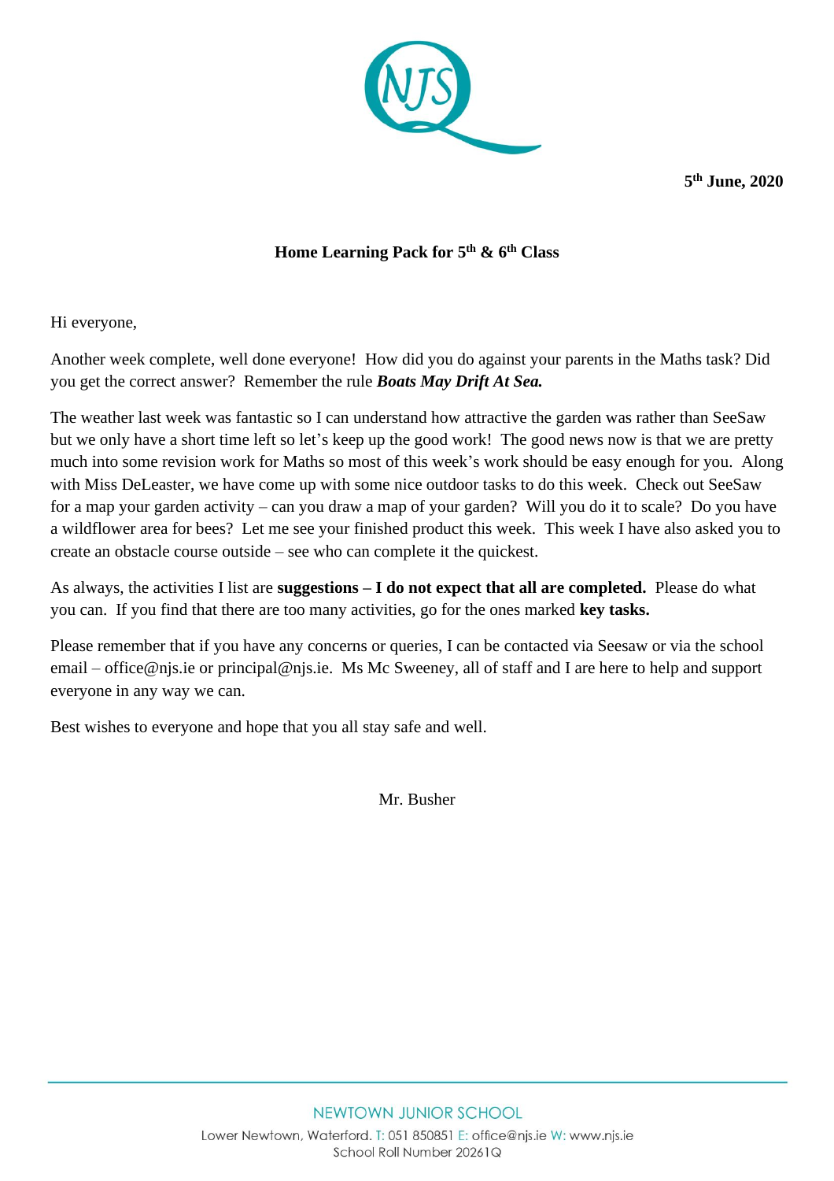**5th June, 2020**

**Home Learning Pack for 5th & 6th Class**

Hi everyone,

Another week complete, well done everyone! How did you do against your parents in the Maths task? Did you get the correct answer? Remember the rule ***Boats May Drift At Sea.***

The weather last week was fantastic so I can understand how attractive the garden was rather than SeeSaw but we only have a short time left so let's keep up the good work! The good news now is that we are pretty much into some revision work for Maths so most of this week's work should be easy enough for you. Along with Miss DeLeaster, we have come up with some nice outdoor tasks to do this week. Check out SeeSaw for a map your garden activity – can you draw a map of your garden? Will you do it to scale? Do you have a wildflower area for bees? Let me see your finished product this week. This week I have also asked you to create an obstacle course outside – see who can complete it the quickest.

As always, the activities I list are **suggestions – I do not expect that all are completed.** Please do what you can. If you find that there are too many activities, go for the ones marked **key tasks.**

Please remember that if you have any concerns or queries, I can be contacted via Seesaw or via the school email – office@njs.ie or principal@njs.ie. Ms Mc Sweeney, all of staff and I are here to help and support everyone in any way we can.

Best wishes to everyone and hope that you all stay safe and well.

Mr. Busher

NEWTOWN JUNIOR SCHOOL

Lower Newtown, Waterford. T: 051 850851 E: office@njs.ie W: www.njs.ie
School Roll Number 20261Q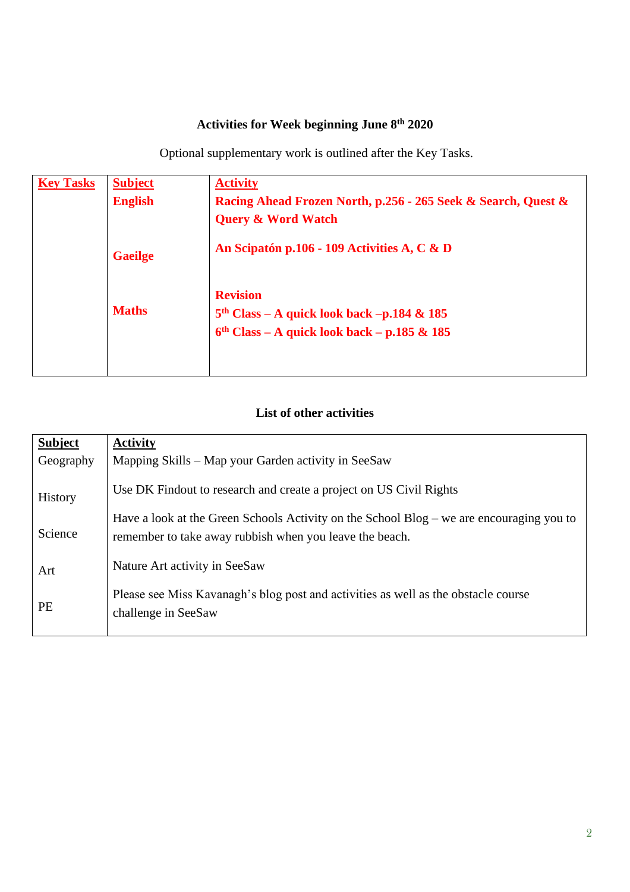**Activities for Week beginning June 8th 2020**

Optional supplementary work is outlined after the Key Tasks.

| **Key Tasks** | **Subject** | **Activity** |
| --- | --- | --- |
| | **English** | **Racing Ahead Frozen North, p.256 - 265 Seek & Search, Quest & Query & Word Watch** |
| | **Gaeilge** | **An Scipatón p.106 - 109 Activities A, C & D** |
| | **Maths** | **Revision**<br>**5th Class – A quick look back –p.184 & 185**<br>**6th Class – A quick look back – p.185 & 185** |

**List of other activities**

| **Subject** | **Activity** |
| --- | --- |
| Geography | Mapping Skills – Map your Garden activity in SeeSaw |
| History | Use DK Findout to research and create a project on US Civil Rights |
| Science | Have a look at the Green Schools Activity on the School Blog – we are encouraging you to remember to take away rubbish when you leave the beach. |
| Art | Nature Art activity in SeeSaw |
| PE | Please see Miss Kavanagh's blog post and activities as well as the obstacle course challenge in SeeSaw |